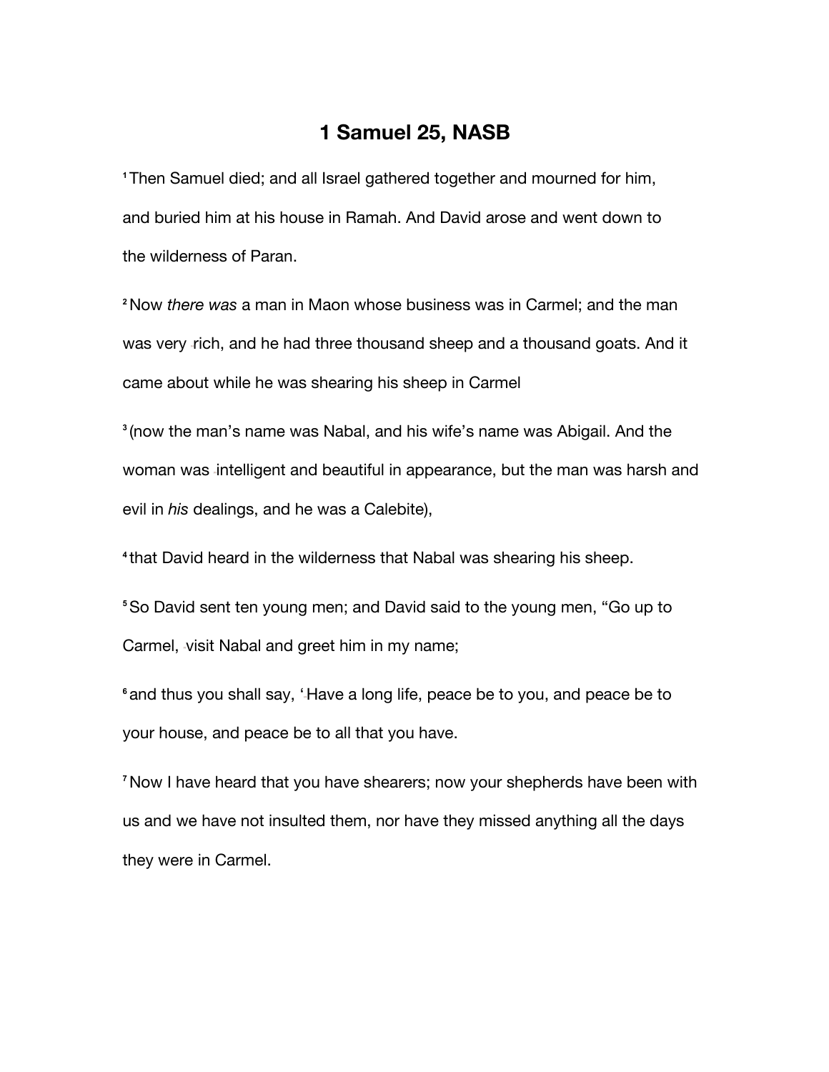# 1 Samuel 25, NASB

[1] Then Samuel died; and all Israel gathered together and mourned for him, and buried him at his house in Ramah. And David arose and went down to the wilderness of Paran.

[2] Now *there was* a man in Maon whose business was in Carmel; and the man was very rich, and he had three thousand sheep and a thousand goats. And it came about while he was shearing his sheep in Carmel

[3] (now the man's name was Nabal, and his wife's name was Abigail. And the woman was intelligent and beautiful in appearance, but the man was harsh and evil in *his* dealings, and he was a Calebite),

[4] that David heard in the wilderness that Nabal was shearing his sheep.

[5] So David sent ten young men; and David said to the young men, "Go up to Carmel, visit Nabal and greet him in my name;

[6] and thus you shall say, 'Have a long life, peace be to you, and peace be to your house, and peace be to all that you have.

[7] Now I have heard that you have shearers; now your shepherds have been with us and we have not insulted them, nor have they missed anything all the days they were in Carmel.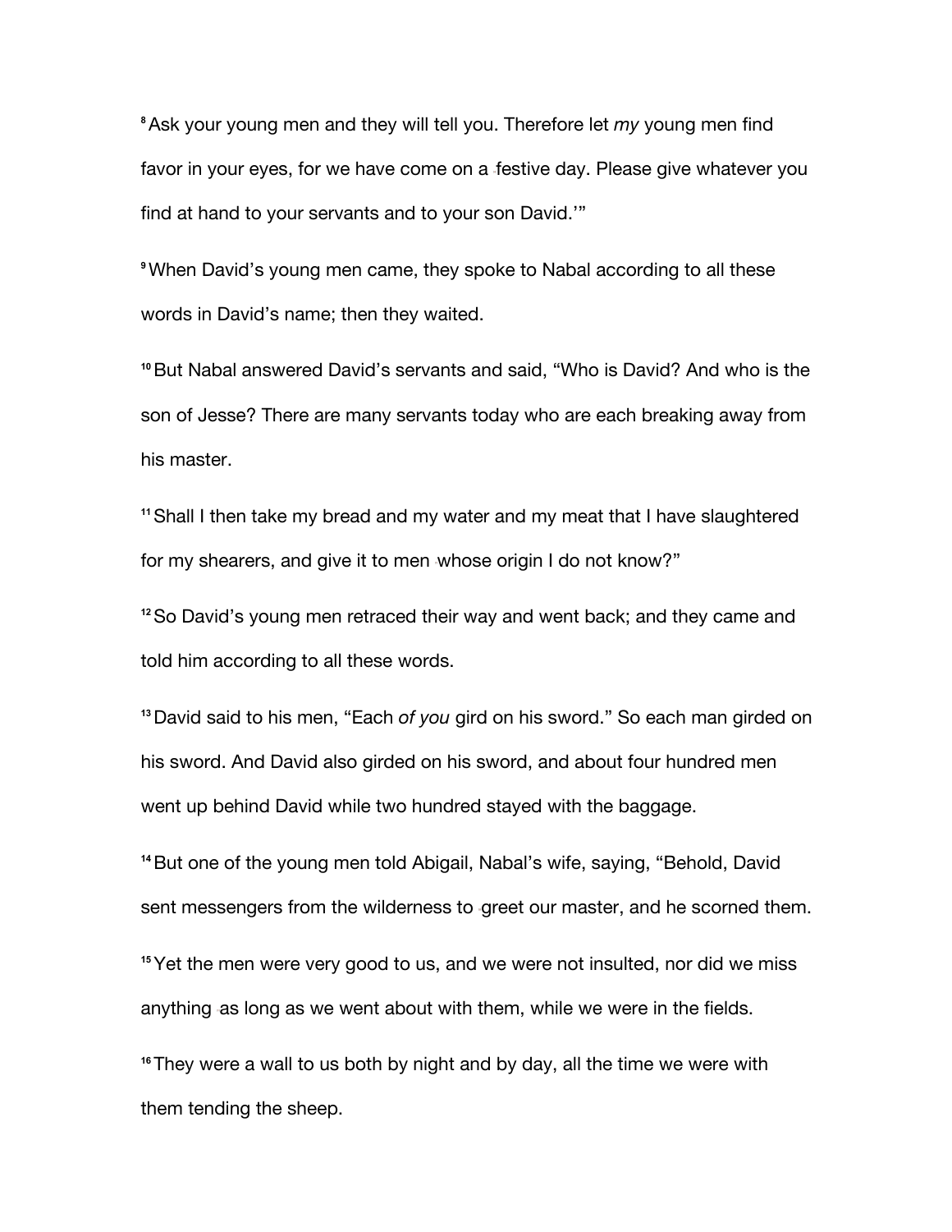[8] Ask your young men and they will tell you. Therefore let *my* young men find favor in your eyes, for we have come on a festive day. Please give whatever you find at hand to your servants and to your son David.'"

[9] When David's young men came, they spoke to Nabal according to all these words in David's name; then they waited.

[10] But Nabal answered David's servants and said, "Who is David? And who is the son of Jesse? There are many servants today who are each breaking away from his master.

[11] Shall I then take my bread and my water and my meat that I have slaughtered for my shearers, and give it to men whose origin I do not know?"

[12] So David's young men retraced their way and went back; and they came and told him according to all these words.

[13] David said to his men, "Each *of you* gird on his sword." So each man girded on his sword. And David also girded on his sword, and about four hundred men went up behind David while two hundred stayed with the baggage.

[14] But one of the young men told Abigail, Nabal's wife, saying, "Behold, David sent messengers from the wilderness to greet our master, and he scorned them.

[15] Yet the men were very good to us, and we were not insulted, nor did we miss anything as long as we went about with them, while we were in the fields.

[16] They were a wall to us both by night and by day, all the time we were with them tending the sheep.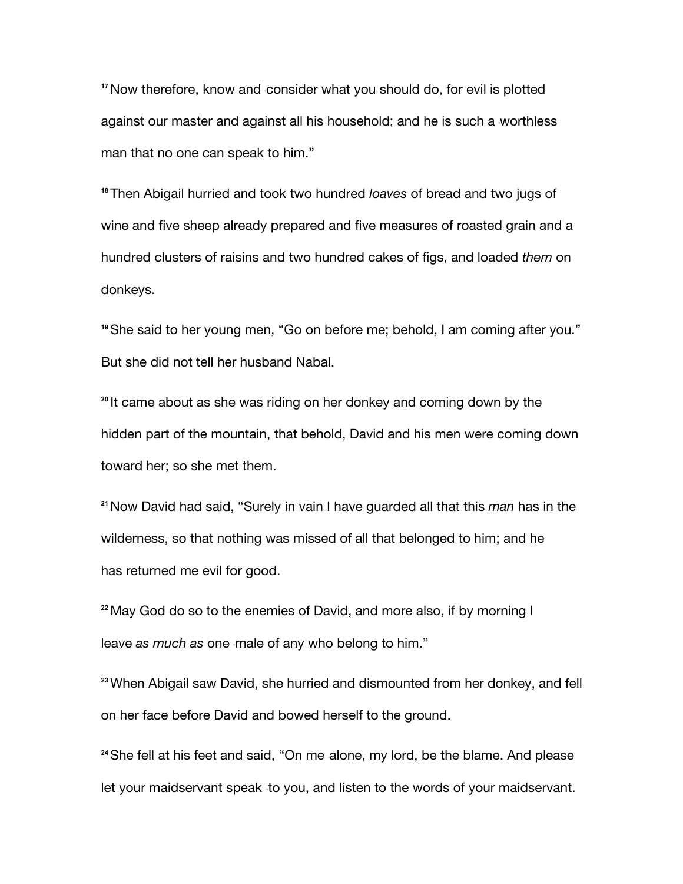[17] Now therefore, know and consider what you should do, for evil is plotted against our master and against all his household; and he is such a worthless man that no one can speak to him."

[18] Then Abigail hurried and took two hundred *loaves* of bread and two jugs of wine and five sheep already prepared and five measures of roasted grain and a hundred clusters of raisins and two hundred cakes of figs, and loaded *them* on donkeys.

[19] She said to her young men, "Go on before me; behold, I am coming after you." But she did not tell her husband Nabal.

[20] It came about as she was riding on her donkey and coming down by the hidden part of the mountain, that behold, David and his men were coming down toward her; so she met them.

[21] Now David had said, "Surely in vain I have guarded all that this *man* has in the wilderness, so that nothing was missed of all that belonged to him; and he has returned me evil for good.

[22] May God do so to the enemies of David, and more also, if by morning I leave *as much as* one male of any who belong to him."

[23] When Abigail saw David, she hurried and dismounted from her donkey, and fell on her face before David and bowed herself to the ground.

[24] She fell at his feet and said, "On me alone, my lord, be the blame. And please let your maidservant speak to you, and listen to the words of your maidservant.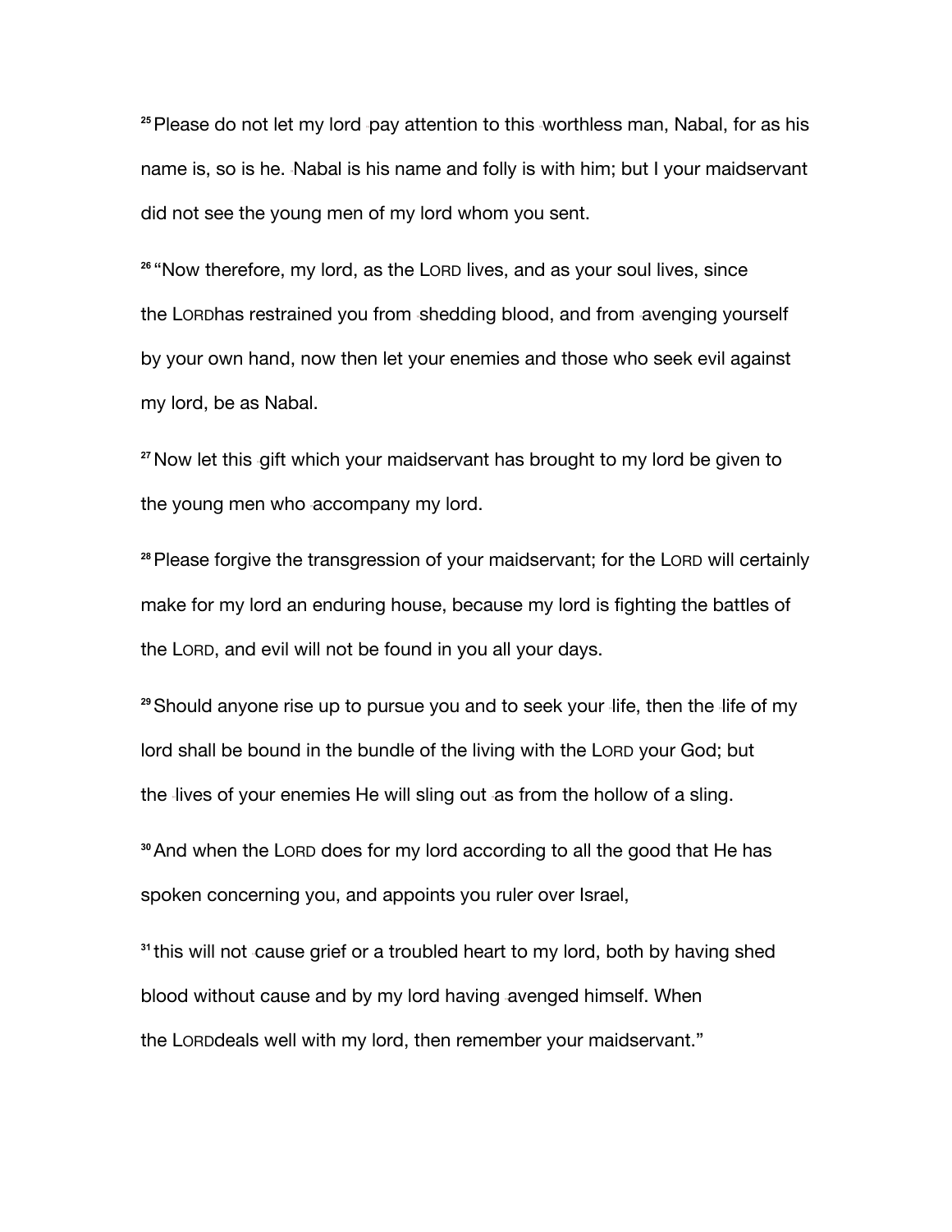[25] Please do not let my lord pay attention to this worthless man, Nabal, for as his name is, so is he. Nabal is his name and folly is with him; but I your maidservant did not see the young men of my lord whom you sent.

[26] "Now therefore, my lord, as the LORD lives, and as your soul lives, since the LORDhas restrained you from shedding blood, and from avenging yourself by your own hand, now then let your enemies and those who seek evil against my lord, be as Nabal.

[27] Now let this gift which your maidservant has brought to my lord be given to the young men who accompany my lord.

[28] Please forgive the transgression of your maidservant; for the LORD will certainly make for my lord an enduring house, because my lord is fighting the battles of the LORD, and evil will not be found in you all your days.

[29] Should anyone rise up to pursue you and to seek your life, then the life of my lord shall be bound in the bundle of the living with the LORD your God; but the lives of your enemies He will sling out as from the hollow of a sling.

[30] And when the LORD does for my lord according to all the good that He has spoken concerning you, and appoints you ruler over Israel,

[31] this will not cause grief or a troubled heart to my lord, both by having shed blood without cause and by my lord having avenged himself. When the LORDdeals well with my lord, then remember your maidservant."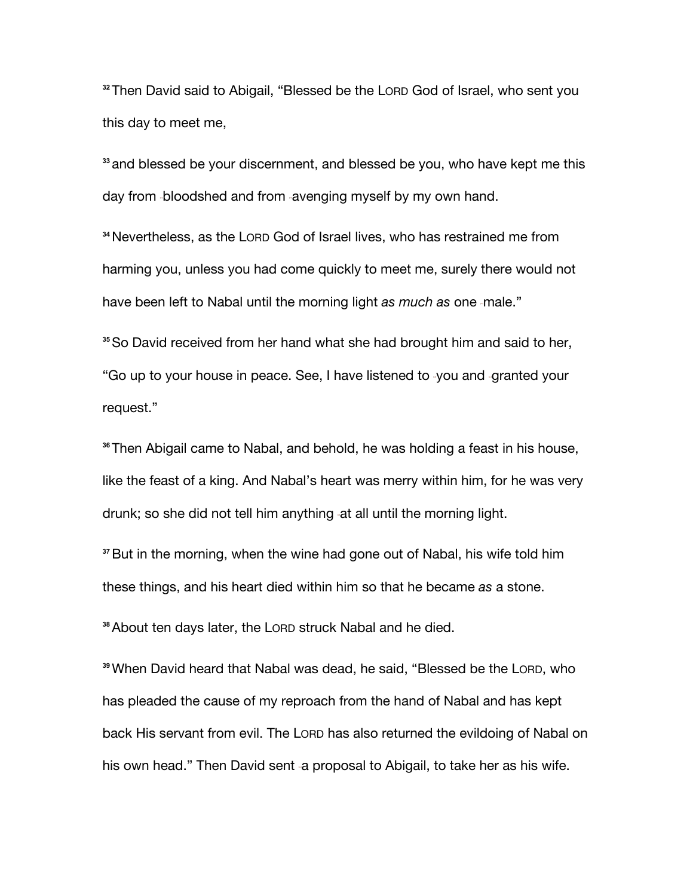[32] Then David said to Abigail, "Blessed be the LORD God of Israel, who sent you this day to meet me,

[33] and blessed be your discernment, and blessed be you, who have kept me this day from bloodshed and from avenging myself by my own hand.

[34] Nevertheless, as the LORD God of Israel lives, who has restrained me from harming you, unless you had come quickly to meet me, surely there would not have been left to Nabal until the morning light *as much as* one male."

[35] So David received from her hand what she had brought him and said to her, "Go up to your house in peace. See, I have listened to you and granted your request."

[36] Then Abigail came to Nabal, and behold, he was holding a feast in his house, like the feast of a king. And Nabal's heart was merry within him, for he was very drunk; so she did not tell him anything at all until the morning light.

[37] But in the morning, when the wine had gone out of Nabal, his wife told him these things, and his heart died within him so that he became *as* a stone.

[38] About ten days later, the LORD struck Nabal and he died.

[39] When David heard that Nabal was dead, he said, "Blessed be the LORD, who has pleaded the cause of my reproach from the hand of Nabal and has kept back His servant from evil. The LORD has also returned the evildoing of Nabal on his own head." Then David sent a proposal to Abigail, to take her as his wife.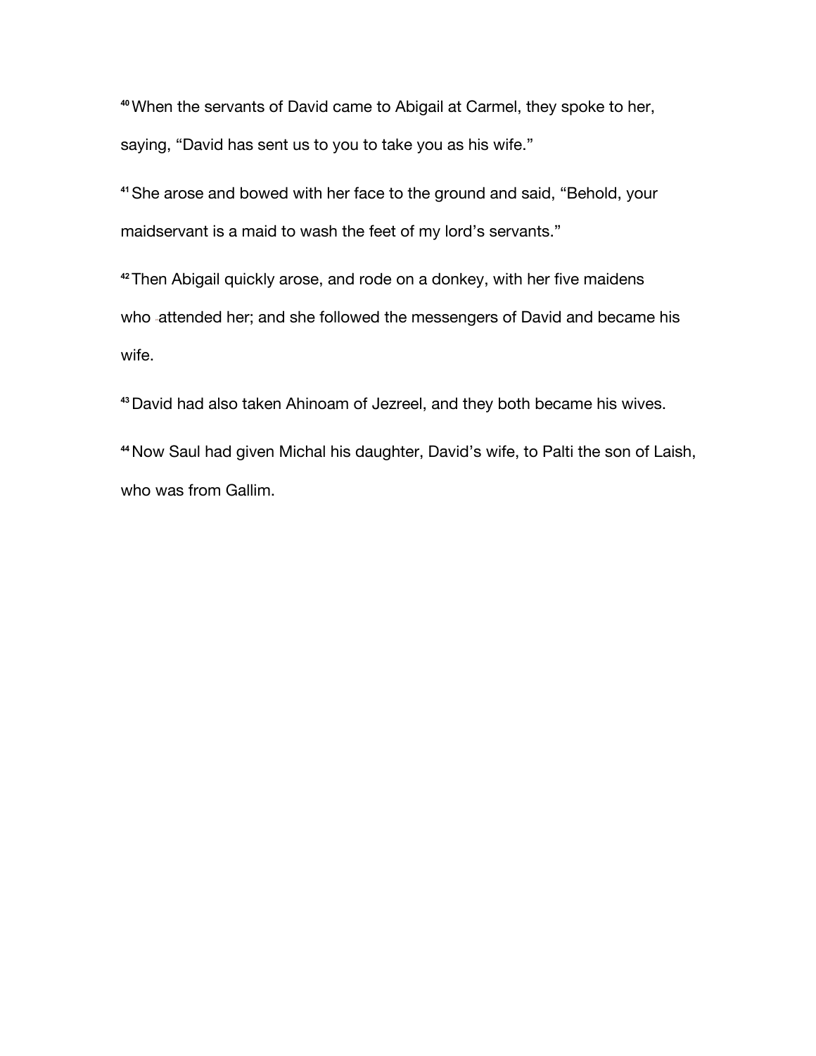[40] When the servants of David came to Abigail at Carmel, they spoke to her, saying, “David has sent us to you to take you as his wife.”

[41] She arose and bowed with her face to the ground and said, “Behold, your maidservant is a maid to wash the feet of my lord’s servants.”

[42] Then Abigail quickly arose, and rode on a donkey, with her five maidens who attended her; and she followed the messengers of David and became his wife.

[43] David had also taken Ahinoam of Jezreel, and they both became his wives.

[44] Now Saul had given Michal his daughter, David’s wife, to Palti the son of Laish, who was from Gallim.